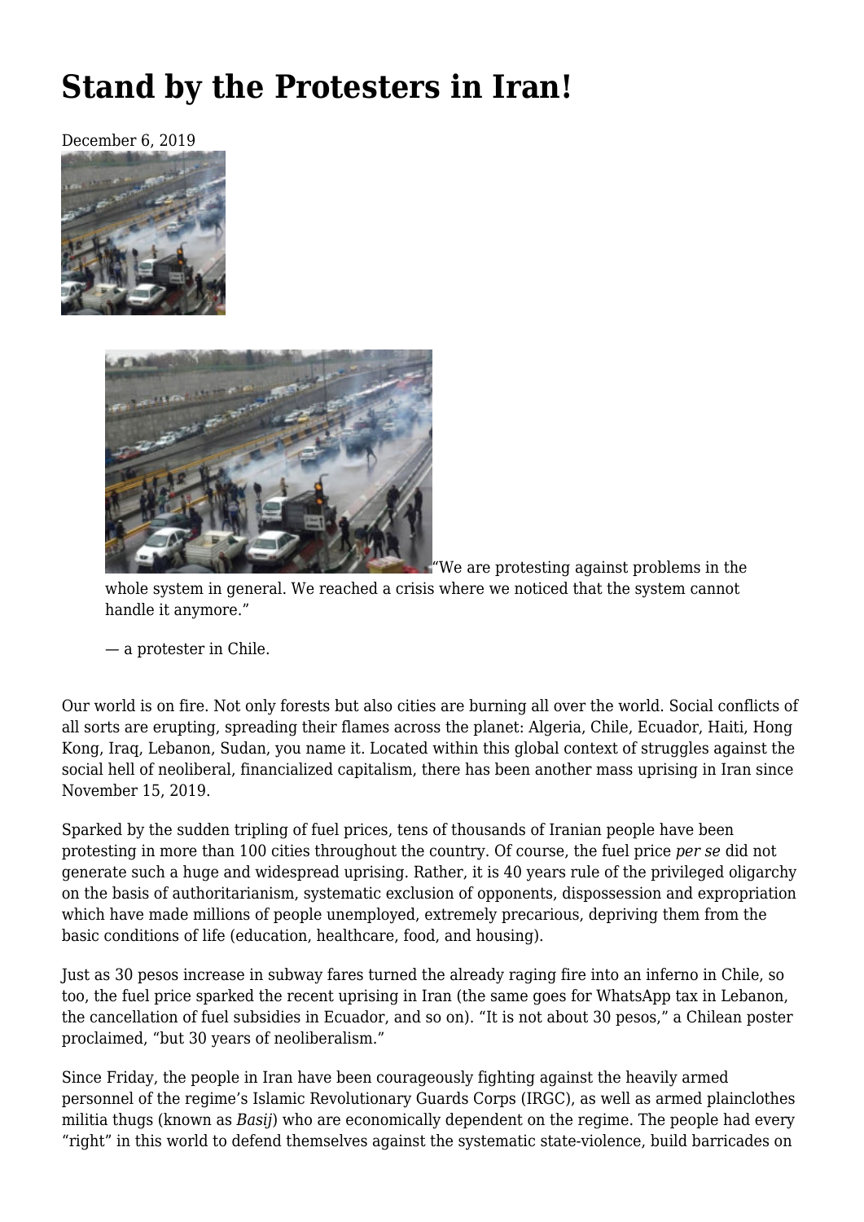# Stand by the Protesters in Iran!

December 6, 2019

> "We are protesting against problems in the whole system in general. We reached a crisis where we noticed that the system cannot handle it anymore."
>
> — a protester in Chile.

Our world is on fire. Not only forests but also cities are burning all over the world. Social conflicts of all sorts are erupting, spreading their flames across the planet: Algeria, Chile, Ecuador, Haiti, Hong Kong, Iraq, Lebanon, Sudan, you name it. Located within this global context of struggles against the social hell of neoliberal, financialized capitalism, there has been another mass uprising in Iran since November 15, 2019.

Sparked by the sudden tripling of fuel prices, tens of thousands of Iranian people have been protesting in more than 100 cities throughout the country. Of course, the fuel price *per se* did not generate such a huge and widespread uprising. Rather, it is 40 years rule of the privileged oligarchy on the basis of authoritarianism, systematic exclusion of opponents, dispossession and expropriation which have made millions of people unemployed, extremely precarious, depriving them from the basic conditions of life (education, healthcare, food, and housing).

Just as 30 pesos increase in subway fares turned the already raging fire into an inferno in Chile, so too, the fuel price sparked the recent uprising in Iran (the same goes for WhatsApp tax in Lebanon, the cancellation of fuel subsidies in Ecuador, and so on). "It is not about 30 pesos," a Chilean poster proclaimed, "but 30 years of neoliberalism."

Since Friday, the people in Iran have been courageously fighting against the heavily armed personnel of the regime's Islamic Revolutionary Guards Corps (IRGC), as well as armed plainclothes militia thugs (known as *Basij*) who are economically dependent on the regime. The people had every "right" in this world to defend themselves against the systematic state-violence, build barricades on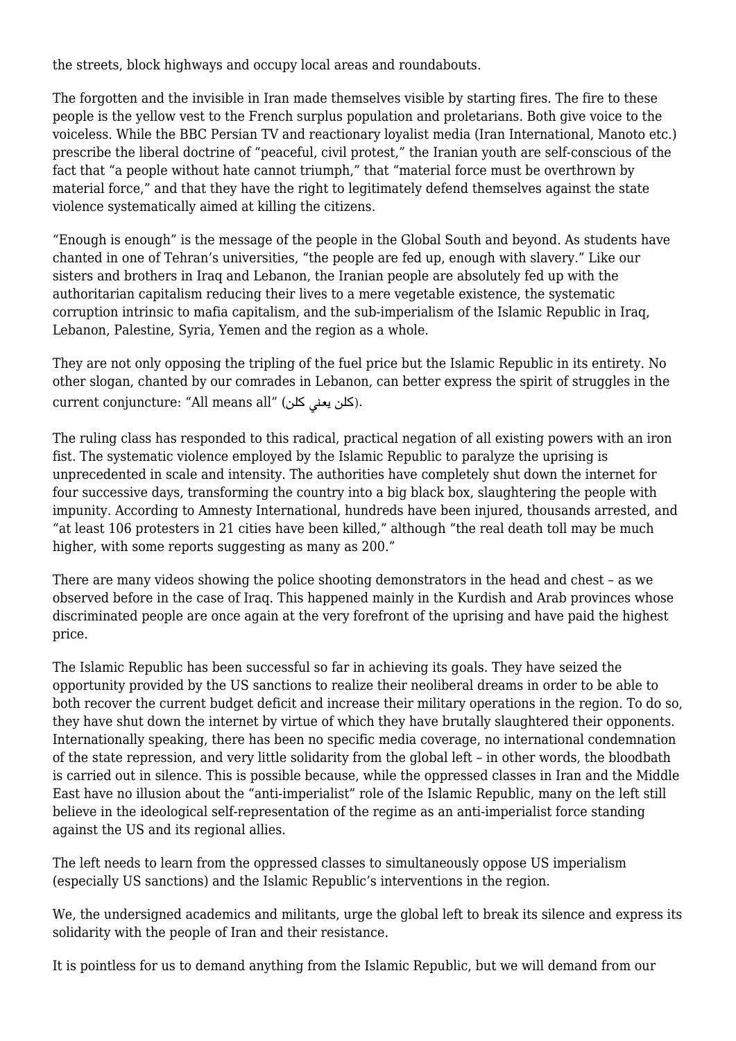the streets, block highways and occupy local areas and roundabouts.

The forgotten and the invisible in Iran made themselves visible by starting fires. The fire to these people is the yellow vest to the French surplus population and proletarians. Both give voice to the voiceless. While the BBC Persian TV and reactionary loyalist media (Iran International, Manoto etc.) prescribe the liberal doctrine of "peaceful, civil protest," the Iranian youth are self-conscious of the fact that "a people without hate cannot triumph," that "material force must be overthrown by material force," and that they have the right to legitimately defend themselves against the state violence systematically aimed at killing the citizens.

"Enough is enough" is the message of the people in the Global South and beyond. As students have chanted in one of Tehran's universities, "the people are fed up, enough with slavery." Like our sisters and brothers in Iraq and Lebanon, the Iranian people are absolutely fed up with the authoritarian capitalism reducing their lives to a mere vegetable existence, the systematic corruption intrinsic to mafia capitalism, and the sub-imperialism of the Islamic Republic in Iraq, Lebanon, Palestine, Syria, Yemen and the region as a whole.

They are not only opposing the tripling of the fuel price but the Islamic Republic in its entirety. No other slogan, chanted by our comrades in Lebanon, can better express the spirit of struggles in the current conjuncture: "All means all" (كلن يعني كلن).

The ruling class has responded to this radical, practical negation of all existing powers with an iron fist. The systematic violence employed by the Islamic Republic to paralyze the uprising is unprecedented in scale and intensity. The authorities have completely shut down the internet for four successive days, transforming the country into a big black box, slaughtering the people with impunity. According to Amnesty International, hundreds have been injured, thousands arrested, and "at least 106 protesters in 21 cities have been killed," although "the real death toll may be much higher, with some reports suggesting as many as 200."

There are many videos showing the police shooting demonstrators in the head and chest – as we observed before in the case of Iraq. This happened mainly in the Kurdish and Arab provinces whose discriminated people are once again at the very forefront of the uprising and have paid the highest price.

The Islamic Republic has been successful so far in achieving its goals. They have seized the opportunity provided by the US sanctions to realize their neoliberal dreams in order to be able to both recover the current budget deficit and increase their military operations in the region. To do so, they have shut down the internet by virtue of which they have brutally slaughtered their opponents. Internationally speaking, there has been no specific media coverage, no international condemnation of the state repression, and very little solidarity from the global left – in other words, the bloodbath is carried out in silence. This is possible because, while the oppressed classes in Iran and the Middle East have no illusion about the "anti-imperialist" role of the Islamic Republic, many on the left still believe in the ideological self-representation of the regime as an anti-imperialist force standing against the US and its regional allies.

The left needs to learn from the oppressed classes to simultaneously oppose US imperialism (especially US sanctions) and the Islamic Republic's interventions in the region.

We, the undersigned academics and militants, urge the global left to break its silence and express its solidarity with the people of Iran and their resistance.

It is pointless for us to demand anything from the Islamic Republic, but we will demand from our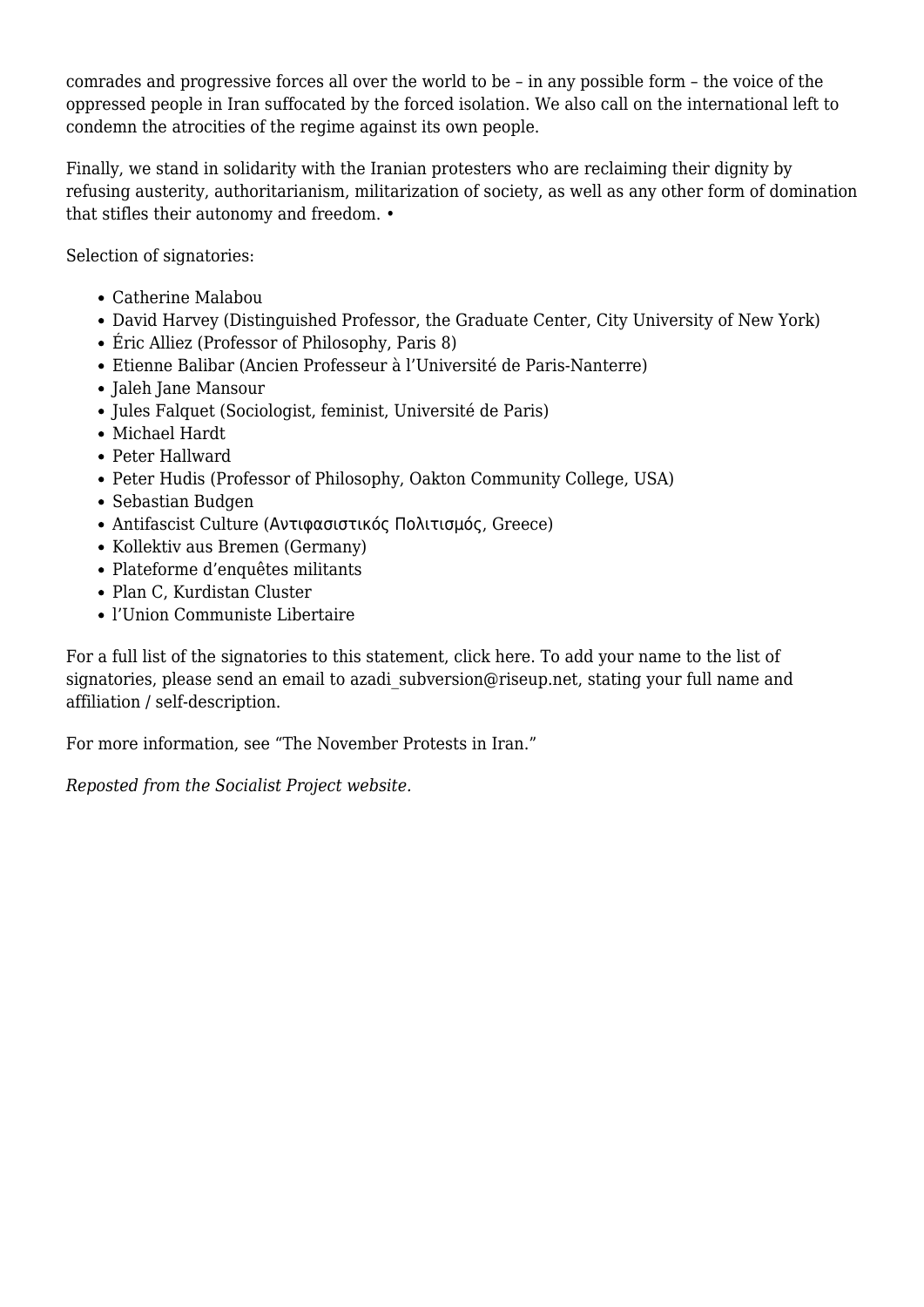comrades and progressive forces all over the world to be – in any possible form – the voice of the oppressed people in Iran suffocated by the forced isolation. We also call on the international left to condemn the atrocities of the regime against its own people.

Finally, we stand in solidarity with the Iranian protesters who are reclaiming their dignity by refusing austerity, authoritarianism, militarization of society, as well as any other form of domination that stifles their autonomy and freedom. •

Selection of signatories:

- Catherine Malabou
- David Harvey (Distinguished Professor, the Graduate Center, City University of New York)
- Éric Alliez (Professor of Philosophy, Paris 8)
- Etienne Balibar (Ancien Professeur à l'Université de Paris-Nanterre)
- Jaleh Jane Mansour
- Jules Falquet (Sociologist, feminist, Université de Paris)
- Michael Hardt
- Peter Hallward
- Peter Hudis (Professor of Philosophy, Oakton Community College, USA)
- Sebastian Budgen
- Antifascist Culture (Αντιφασιστικός Πολιτισμός, Greece)
- Kollektiv aus Bremen (Germany)
- Plateforme d'enquêtes militants
- Plan C, Kurdistan Cluster
- l'Union Communiste Libertaire

For a full list of the signatories to this statement, click here. To add your name to the list of signatories, please send an email to azadi_subversion@riseup.net, stating your full name and affiliation / self-description.

For more information, see "The November Protests in Iran."

*Reposted from the Socialist Project website.*